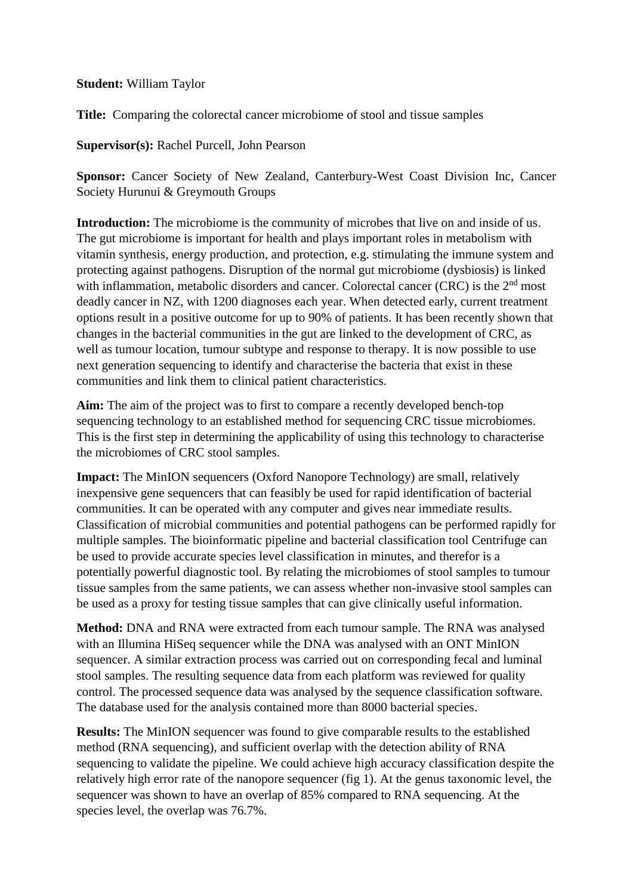**Student:** William Taylor

**Title:** Comparing the colorectal cancer microbiome of stool and tissue samples

**Supervisor(s):** Rachel Purcell, John Pearson

**Sponsor:** Cancer Society of New Zealand, Canterbury-West Coast Division Inc, Cancer Society Hurunui & Greymouth Groups

**Introduction:** The microbiome is the community of microbes that live on and inside of us. The gut microbiome is important for health and plays important roles in metabolism with vitamin synthesis, energy production, and protection, e.g. stimulating the immune system and protecting against pathogens. Disruption of the normal gut microbiome (dysbiosis) is linked with inflammation, metabolic disorders and cancer. Colorectal cancer (CRC) is the 2nd most deadly cancer in NZ, with 1200 diagnoses each year. When detected early, current treatment options result in a positive outcome for up to 90% of patients. It has been recently shown that changes in the bacterial communities in the gut are linked to the development of CRC, as well as tumour location, tumour subtype and response to therapy. It is now possible to use next generation sequencing to identify and characterise the bacteria that exist in these communities and link them to clinical patient characteristics.

**Aim:** The aim of the project was to first to compare a recently developed bench-top sequencing technology to an established method for sequencing CRC tissue microbiomes. This is the first step in determining the applicability of using this technology to characterise the microbiomes of CRC stool samples.

**Impact:** The MinION sequencers (Oxford Nanopore Technology) are small, relatively inexpensive gene sequencers that can feasibly be used for rapid identification of bacterial communities. It can be operated with any computer and gives near immediate results. Classification of microbial communities and potential pathogens can be performed rapidly for multiple samples. The bioinformatic pipeline and bacterial classification tool Centrifuge can be used to provide accurate species level classification in minutes, and therefor is a potentially powerful diagnostic tool. By relating the microbiomes of stool samples to tumour tissue samples from the same patients, we can assess whether non-invasive stool samples can be used as a proxy for testing tissue samples that can give clinically useful information.

**Method:** DNA and RNA were extracted from each tumour sample. The RNA was analysed with an Illumina HiSeq sequencer while the DNA was analysed with an ONT MinION sequencer. A similar extraction process was carried out on corresponding fecal and luminal stool samples. The resulting sequence data from each platform was reviewed for quality control. The processed sequence data was analysed by the sequence classification software. The database used for the analysis contained more than 8000 bacterial species.

**Results:** The MinION sequencer was found to give comparable results to the established method (RNA sequencing), and sufficient overlap with the detection ability of RNA sequencing to validate the pipeline. We could achieve high accuracy classification despite the relatively high error rate of the nanopore sequencer (fig 1). At the genus taxonomic level, the sequencer was shown to have an overlap of 85% compared to RNA sequencing. At the species level, the overlap was 76.7%.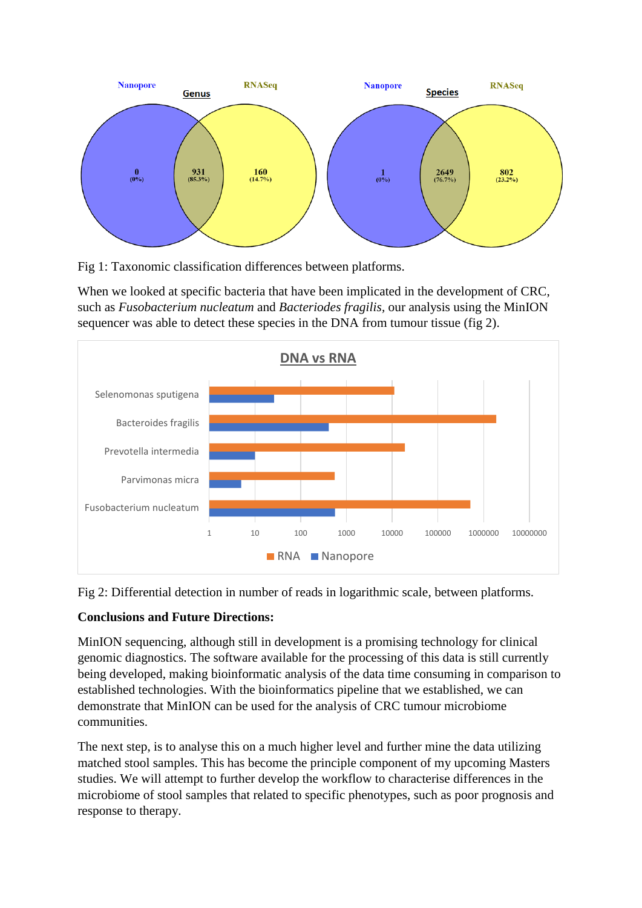Nanopore

Genus

RNASeq

0
(0%)

931
(85.3%)

160
(14.7%)

Nanopore

Species

RNASeq

1
(0%)

2649
(76.7%)

802
(23.2%)

Fig 1: Taxonomic classification differences between platforms.

When we looked at specific bacteria that have been implicated in the development of CRC, such as *Fusobacterium nucleatum* and *Bacteriodes fragilis*, our analysis using the MinION sequencer was able to detect these species in the DNA from tumour tissue (fig 2).

DNA vs RNA

Selenomonas sputigena

Bacteroides fragilis

Prevotella intermedia

Parvimonas micra

Fusobacterium nucleatum

1 10 100 1000 10000 100000 1000000 10000000

RNA Nanopore

Fig 2: Differential detection in number of reads in logarithmic scale, between platforms.

**Conclusions and Future Directions:**

MinION sequencing, although still in development is a promising technology for clinical genomic diagnostics. The software available for the processing of this data is still currently being developed, making bioinformatic analysis of the data time consuming in comparison to established technologies. With the bioinformatics pipeline that we established, we can demonstrate that MinION can be used for the analysis of CRC tumour microbiome communities.

The next step, is to analyse this on a much higher level and further mine the data utilizing matched stool samples. This has become the principle component of my upcoming Masters studies. We will attempt to further develop the workflow to characterise differences in the microbiome of stool samples that related to specific phenotypes, such as poor prognosis and response to therapy.